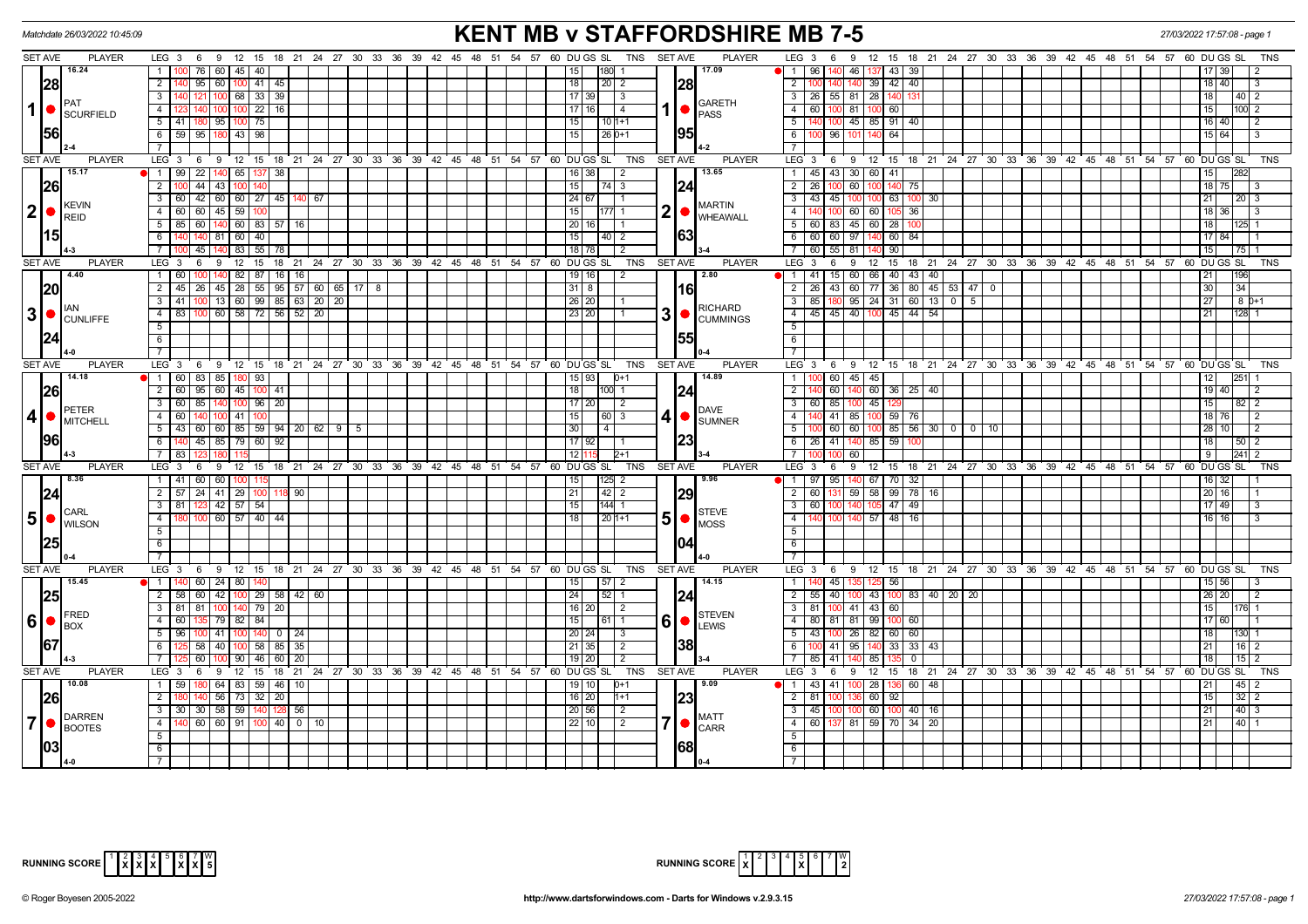Matchdate 26/03/2022 10:45:09

# KENT MB v STAFFORDSHIRE MB 7-5

27/03/2022 17:57:08 - page 1

| SET AVE | PLAYER | LEG | Scores | DU | GS | SL | TNS | SET AVE | PLAYER | LEG | Scores | DU | GS | SL | TNS |
|---|---|---|---|---|---|---|---|---|---|---|---|---|---|---|---|
| 16.24 | 1 PAT SCURFIELD | 1 | 100 76 60 45 40 | 15 | | 180 | 1 | 17.09 | 1 GARETH PASS | 1 | 96 140 46 137 43 39 | 17 | 39 | | 2 |
| 28 | | 2 | 140 95 60 100 41 45 | 18 | | 20 | 2 | 28 | | 2 | 100 140 140 39 42 40 | 18 | 40 | | 3 |
| | | 3 | 140 121 100 68 33 39 | 17 | 39 | | 3 | | | 3 | 26 55 81 28 140 131 | 18 | | 40 | 2 |
| | | 4 | 123 140 100 100 22 16 | 17 | 16 | | 4 | | | 4 | 60 100 81 100 60 | 15 | | 100 | 2 |
| 56 | | 5 | 41 180 95 100 75 | 15 | | 10 | 1+1 | 95 | | 5 | 140 100 45 85 91 40 | 16 | 40 | | 2 |
| | | 6 | 59 95 180 43 98 | 15 | | 26 | 0+1 | | | 6 | 100 96 101 140 64 | 15 | 64 | | 3 |
| 2-4 | | 7 | | | | | | 4-2 | | 7 | | | | | |
| 15.17 | 2 KEVIN REID | 1 | 99 22 140 65 137 38 | 16 | 38 | | 2 | 13.65 | 2 MARTIN WHEAWALL | 1 | 45 43 30 60 41 | 15 | | 282 | |
| 26 | | 2 | 100 44 43 100 140 | 15 | | 74 | 3 | 24 | | 2 | 26 100 60 100 140 75 | 18 | 75 | | 3 |
| | | 3 | 60 42 60 60 27 45 140 67 | 24 | 67 | | 1 | | | 3 | 43 45 100 100 63 100 30 | 21 | | 20 | 3 |
| | | 4 | 60 60 45 59 100 | 15 | | 177 | 1 | | | 4 | 140 100 60 60 105 36 | 18 | 36 | | 3 |
| 15 | | 5 | 85 60 140 60 83 57 16 | 20 | 16 | | 1 | 63 | | 5 | 60 83 45 60 28 100 | 18 | | 125 | 1 |
| | | 6 | 140 140 81 60 40 | 15 | | 40 | 2 | | | 6 | 60 60 97 140 60 84 | 17 | 84 | | 1 |
| 4-3 | | 7 | 100 45 140 83 55 78 | 18 | 78 | | 2 | 3-4 | | 7 | 60 55 81 140 90 | 15 | | 75 | 1 |
| 4.40 | 3 IAN CUNLIFFE | 1 | 60 100 140 82 87 16 16 | 19 | 16 | | 2 | 2.80 | 3 RICHARD CUMMINGS | 1 | 41 15 60 66 40 43 40 | 21 | | 196 | |
| 20 | | 2 | 45 26 45 28 55 95 57 60 65 17 8 | 31 | 8 | | | 16 | | 2 | 26 43 60 77 36 80 45 53 47 0 | 30 | | 34 | |
| | | 3 | 41 100 13 60 99 85 63 20 20 | 26 | 20 | | 1 | | | 3 | 85 180 95 24 31 60 13 0 5 | 27 | | 8 | 0+1 |
| | | 4 | 83 100 60 58 72 56 52 20 | 23 | 20 | | 1 | | | 4 | 45 45 40 100 45 44 54 | 21 | | 128 | 1 |
| 24 | | 5 | | | | | | 55 | | 5 | | | | | |
| | | 6 | | | | | | | | 6 | | | | | |
| 4-0 | | 7 | | | | | | 0-4 | | 7 | | | | | |
| 14.18 | 4 PETER MITCHELL | 1 | 60 83 85 180 93 | 15 | 93 | | 0+1 | 14.89 | 4 DAVE SUMNER | 1 | 100 60 45 45 | 12 | | 251 | 1 |
| 26 | | 2 | 60 95 60 45 100 41 | 18 | | 100 | 1 | 24 | | 2 | 140 60 140 60 36 25 40 | 19 | 40 | | 2 |
| | | 3 | 60 85 140 100 96 20 | 17 | 20 | | 2 | | | 3 | 60 85 100 45 129 | 15 | | 82 | 2 |
| | | 4 | 60 140 100 41 100 | 15 | | 60 | 3 | | | 4 | 140 41 85 100 59 76 | 18 | 76 | | 2 |
| 96 | | 5 | 43 60 60 85 59 94 20 62 9 5 | 30 | | 4 | | 23 | | 5 | 100 60 60 100 85 56 30 0 0 10 | 28 | 10 | | 2 |
| | | 6 | 140 45 85 79 60 92 | 17 | 92 | | 1 | | | 6 | 26 41 140 85 59 100 | 18 | | 50 | 2 |
| 4-3 | | 7 | 83 123 180 115 | 12 | 115 | | 2+1 | 3-4 | | 7 | 100 100 60 | 9 | | 241 | 2 |
| 8.36 | 5 CARL WILSON | 1 | 41 60 60 100 115 | 15 | | 125 | 2 | 9.96 | 5 STEVE MOSS | 1 | 97 95 140 67 70 32 | 16 | 32 | | 1 |
| 24 | | 2 | 57 24 41 29 100 118 90 | 21 | | 42 | 2 | 29 | | 2 | 60 131 59 58 99 78 16 | 20 | 16 | | 1 |
| | | 3 | 81 123 42 57 54 | 15 | | 144 | 1 | | | 3 | 60 100 140 105 47 49 | 17 | 49 | | 3 |
| | | 4 | 180 100 60 57 40 44 | 18 | | 20 | 1+1 | | | 4 | 140 100 140 57 48 16 | 16 | 16 | | 3 |
| 25 | | 5 | | | | | | 04 | | 5 | | | | | |
| | | 6 | | | | | | | | 6 | | | | | |
| 0-4 | | 7 | | | | | | 4-0 | | 7 | | | | | |
| 15.45 | 6 FRED BOX | 1 | 140 60 24 80 140 | 15 | | 57 | 2 | 14.15 | 6 STEVEN LEWIS | 1 | 140 45 135 125 56 | 15 | 56 | | 3 |
| 25 | | 2 | 58 60 42 100 29 58 42 60 | 24 | | 52 | 1 | 24 | | 2 | 55 40 100 43 100 83 40 20 20 | 26 | 20 | | 2 |
| | | 3 | 81 81 100 140 79 20 | 16 | 20 | | 2 | | | 3 | 81 100 41 43 60 | 15 | | 176 | 1 |
| | | 4 | 60 135 79 82 84 | 15 | | 61 | 1 | | | 4 | 80 81 81 99 100 60 | 17 | 60 | | 1 |
| 67 | | 5 | 96 100 41 100 140 0 24 | 20 | 24 | | 3 | 38 | | 5 | 43 100 26 82 60 60 | 18 | | 130 | 1 |
| | | 6 | 125 58 40 100 58 85 35 | 21 | 35 | | 2 | | | 6 | 100 41 95 140 33 33 43 | 21 | | 16 | 2 |
| 4-3 | | 7 | 125 60 100 90 46 60 20 | 19 | 20 | | 2 | 3-4 | | 7 | 85 41 140 85 135 0 | 18 | | 15 | 2 |
| 10.08 | 7 DARREN BOOTES | 1 | 59 180 64 83 59 46 10 | 19 | 10 | | 0+1 | 9.09 | 7 MATT CARR | 1 | 43 41 100 28 136 60 48 | 21 | | 45 | 2 |
| 26 | | 2 | 180 140 56 73 32 20 | 16 | 20 | | 1+1 | 23 | | 2 | 81 100 136 60 92 | 15 | | 32 | 2 |
| | | 3 | 30 30 58 59 140 128 56 | 20 | 56 | | 2 | | | 3 | 45 100 100 60 100 40 16 | 21 | | 40 | 3 |
| | | 4 | 140 60 60 91 100 40 0 10 | 22 | 10 | | 2 | | | 4 | 60 137 81 59 70 34 20 | 21 | | 40 | 1 |
| 03 | | 5 | | | | | | 68 | | 5 | | | | | |
| | | 6 | | | | | | | | 6 | | | | | |
| 4-0 | | 7 | | | | | | 0-4 | | 7 | | | | | |

| RUNNING SCORE | 1 | 2 | 3 | 4 | 5 | 6 | 7 | W |
|---|---|---|---|---|---|---|---|---|
| KENT MB | | X | X | X | | X | X | 5 |
| STAFFORDSHIRE MB | X | | | | X | | | 2 |

© Roger Boyesen 2005-2022 http://www.dartsforwindows.com - Darts for Windows v.2.9.3.15 27/03/2022 17:57:08 - page 1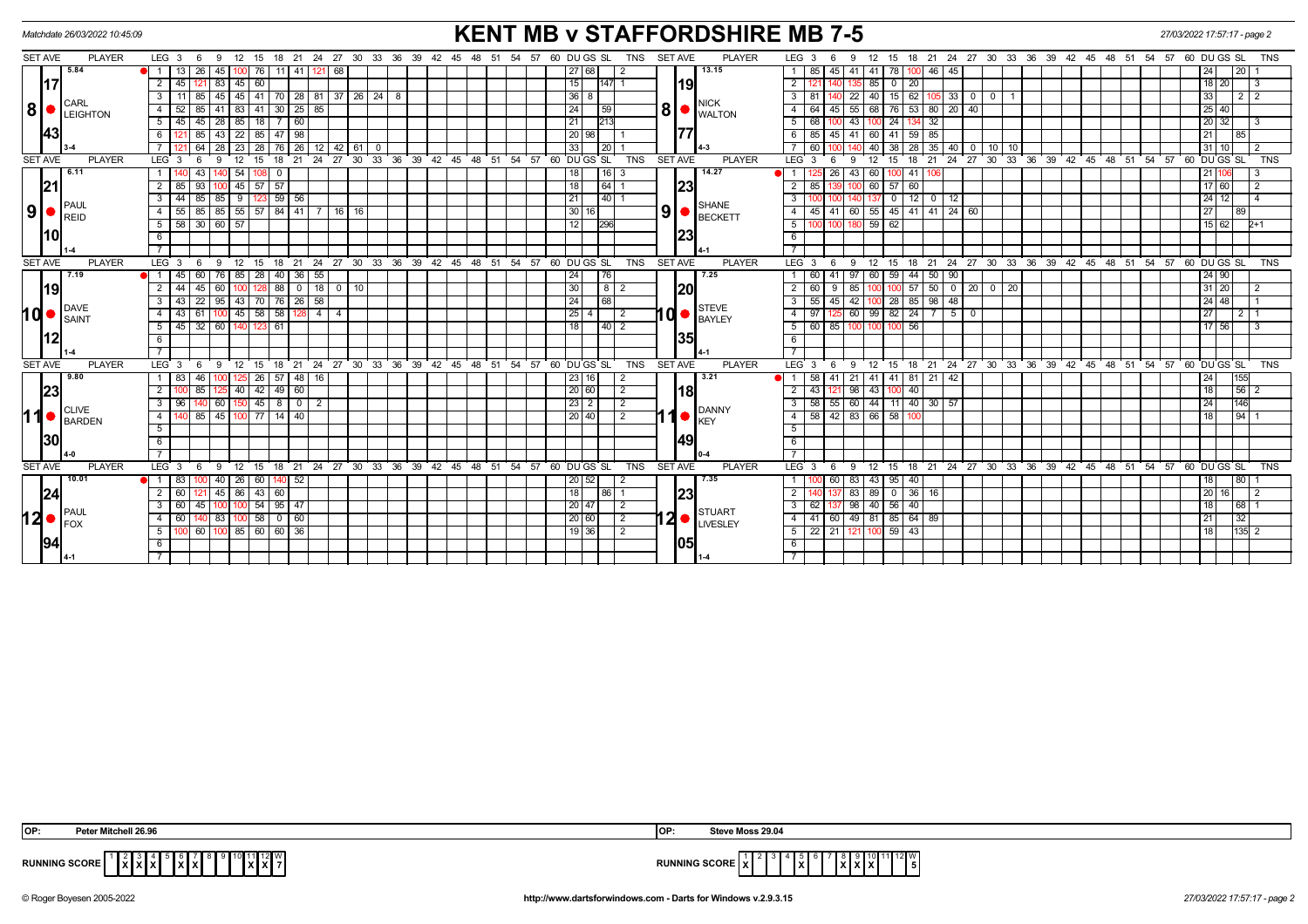# KENT MB v STAFFORDSHIRE MB 7-5

Matchdate 26/03/2022 10:45:09

27/03/2022 17:57:17 - page 2

| SET AVE | PLAYER | LEG | 3 | 6 | 9 | 12 | 15 | 18 | 21 | 24 | 27 | 30 | 33 | 36 | DU | GS | SL | TNS | SET AVE | PLAYER | LEG | 3 | 6 | 9 | 12 | 15 | 18 | 21 | 24 | 27 | 30 | 33 | 36 | DU | GS | SL | TNS |
|---|---|---|---|---|---|---|---|---|---|---|---|---|---|---|---|---|---|---|---|---|---|---|---|---|---|---|---|---|---|---|---|---|---|---|---|---|---|
| 5.84 | 8 CARL LEIGHTON | 1 | 13 | 26 | 45 | 100 | 76 | 11 | 41 | 121 | 68 | | | | 27 | 68 | | 2 | 13.15 | 8 NICK WALTON | 1 | 85 | 45 | 41 | 41 | 78 | 100 | 46 | 45 | | | | | 24 | | 20 | 1 |
| 17 | | 2 | 45 | 121 | 83 | 45 | 60 | | | | | | | | 15 | | 147 | 1 | 19 | | 2 | 121 | 140 | 135 | 85 | 0 | 20 | | | | | | | 18 | 20 | | 3 |
| | | 3 | 11 | 85 | 45 | 45 | 41 | 70 | 28 | 81 | 37 | 26 | 24 | 8 | 36 | 8 | | | | | 3 | 81 | 140 | 22 | 40 | 15 | 62 | 105 | 33 | 0 | 0 | 1 | | 33 | | 2 | 2 |
| | | 4 | 52 | 85 | 41 | 83 | 41 | 30 | 25 | 85 | | | | | 24 | | 59 | | | | 4 | 64 | 45 | 55 | 68 | 76 | 53 | 80 | 20 | 40 | | | | 25 | 40 | | |
| | | 5 | 45 | 45 | 28 | 85 | 18 | 7 | 60 | | | | | | 21 | | 213 | | | | 5 | 68 | 100 | 43 | 100 | 24 | 134 | 32 | | | | | | 20 | 32 | | 3 |
| 43 | | 6 | 121 | 85 | 43 | 22 | 85 | 47 | 98 | | | | | | 20 | 98 | | 1 | 77 | | 6 | 85 | 45 | 41 | 60 | 41 | 59 | 85 | | | | | | 21 | | 85 | |
| 3-4 | | 7 | 121 | 64 | 28 | 23 | 28 | 76 | 26 | 12 | 42 | 61 | 0 | | 33 | | 20 | 1 | 4-3 | | 7 | 60 | 100 | 140 | 40 | 38 | 28 | 35 | 40 | 0 | 10 | 10 | | 31 | 10 | | 2 |
| 6.11 | 9 PAUL REID | 1 | 140 | 43 | 140 | 54 | 108 | 0 | | | | | | | 18 | | 16 | 3 | 14.27 | 9 SHANE BECKETT | 1 | 125 | 26 | 43 | 60 | 100 | 41 | 106 | | | | | | 21 | 106 | | 3 |
| 21 | | 2 | 85 | 93 | 100 | 45 | 57 | 57 | | | | | | | 18 | | 64 | 1 | 23 | | 2 | 85 | 139 | 100 | 60 | 57 | 60 | | | | | | | 17 | 60 | | 2 |
| | | 3 | 44 | 85 | 85 | 9 | 123 | 59 | 56 | | | | | | 21 | | 40 | 1 | | | 3 | 100 | 100 | 140 | 137 | 0 | 12 | 0 | 12 | | | | | 24 | 12 | | 4 |
| | | 4 | 55 | 85 | 85 | 55 | 57 | 84 | 41 | 7 | 16 | 16 | | | 30 | 16 | | | | | 4 | 45 | 41 | 60 | 55 | 45 | 41 | 41 | 24 | 60 | | | | 27 | | 89 | |
| | | 5 | 58 | 30 | 60 | 57 | | | | | | | | | 12 | | 296 | | | | 5 | 100 | 100 | 180 | 59 | 62 | | | | | | | | 15 | 62 | | 2+1 |
| 10 | | 6 | | | | | | | | | | | | | | | | | 23 | | 6 | | | | | | | | | | | | | | | | |
| 1-4 | | 7 | | | | | | | | | | | | | | | | | 4-1 | | 7 | | | | | | | | | | | | | | | | |
| 7.19 | 10 DAVE SAINT | 1 | 45 | 60 | 76 | 85 | 28 | 40 | 36 | 55 | | | | | 24 | | 76 | | 7.25 | 10 STEVE BAYLEY | 1 | 60 | 41 | 97 | 60 | 59 | 44 | 50 | 90 | | | | | 24 | 90 | | |
| 19 | | 2 | 44 | 45 | 60 | 100 | 128 | 88 | 0 | 18 | 0 | 10 | | | 30 | | 8 | 2 | 20 | | 2 | 60 | 9 | 85 | 100 | 100 | 57 | 50 | 0 | 20 | 0 | 20 | | 31 | 20 | | 2 |
| | | 3 | 43 | 22 | 95 | 43 | 70 | 76 | 26 | 58 | | | | | 24 | | 68 | | | | 3 | 55 | 45 | 42 | 100 | 28 | 85 | 98 | 48 | | | | | 24 | 48 | | 1 |
| | | 4 | 43 | 61 | 100 | 45 | 58 | 58 | 128 | 4 | 4 | | | | 25 | 4 | | 2 | | | 4 | 97 | 125 | 60 | 99 | 82 | 24 | 7 | 5 | 0 | | | | 27 | | 2 | 1 |
| | | 5 | 45 | 32 | 60 | 140 | 123 | 61 | | | | | | | 18 | | 40 | 2 | | | 5 | 60 | 85 | 100 | 100 | 100 | 56 | | | | | | | 17 | 56 | | 3 |
| 12 | | 6 | | | | | | | | | | | | | | | | | 35 | | 6 | | | | | | | | | | | | | | | | |
| 1-4 | | 7 | | | | | | | | | | | | | | | | | 4-1 | | 7 | | | | | | | | | | | | | | | | |
| 9.80 | 11 CLIVE BARDEN | 1 | 83 | 46 | 100 | 125 | 26 | 57 | 48 | 16 | | | | | 23 | 16 | | 2 | 3.21 | 11 DANNY KEY | 1 | 58 | 41 | 21 | 41 | 41 | 81 | 21 | 42 | | | | | 24 | | 155 | |
| 23 | | 2 | 100 | 85 | 125 | 40 | 42 | 49 | 60 | | | | | | 20 | 60 | | 2 | 18 | | 2 | 43 | 121 | 98 | 43 | 100 | 40 | | | | | | | 18 | | 56 | 2 |
| | | 3 | 96 | 140 | 60 | 150 | 45 | 8 | 0 | 2 | | | | | 23 | 2 | | 2 | | | 3 | 58 | 55 | 60 | 44 | 11 | 40 | 30 | 57 | | | | | 24 | | 146 | |
| | | 4 | 140 | 85 | 45 | 100 | 77 | 14 | 40 | | | | | | 20 | 40 | | 2 | | | 4 | 58 | 42 | 83 | 66 | 58 | 100 | | | | | | | 18 | | 94 | 1 |
| | | 5 | | | | | | | | | | | | | | | | | | | 5 | | | | | | | | | | | | | | | | |
| 30 | | 6 | | | | | | | | | | | | | | | | | 49 | | 6 | | | | | | | | | | | | | | | | |
| 4-0 | | 7 | | | | | | | | | | | | | | | | | 0-4 | | 7 | | | | | | | | | | | | | | | | |
| 10.01 | 12 PAUL FOX | 1 | 83 | 100 | 40 | 26 | 60 | 140 | 52 | | | | | | 20 | 52 | | 2 | 7.35 | 12 STUART LIVESLEY | 1 | 100 | 60 | 83 | 43 | 95 | 40 | | | | | | | 18 | | 80 | 1 |
| 24 | | 2 | 60 | 121 | 45 | 86 | 43 | 60 | | | | | | | 18 | | 86 | 1 | 23 | | 2 | 140 | 137 | 83 | 89 | 0 | 36 | 16 | | | | | | 20 | 16 | | 2 |
| | | 3 | 60 | 45 | 100 | 100 | 54 | 95 | 47 | | | | | | 20 | 47 | | 2 | | | 3 | 62 | 137 | 98 | 40 | 56 | 40 | | | | | | | 18 | | 68 | 1 |
| | | 4 | 60 | 140 | 83 | 100 | 58 | 0 | 60 | | | | | | 20 | 60 | | 2 | | | 4 | 41 | 60 | 49 | 81 | 85 | 64 | 89 | | | | | | 21 | | 32 | |
| | | 5 | 100 | 60 | 100 | 85 | 60 | 60 | 36 | | | | | | 19 | 36 | | 2 | | | 5 | 22 | 21 | 121 | 100 | 59 | 43 | | | | | | | 18 | | 135 | 2 |
| 94 | | 6 | | | | | | | | | | | | | | | | | 05 | | 6 | | | | | | | | | | | | | | | | |
| 4-1 | | 7 | | | | | | | | | | | | | | | | | 1-4 | | 7 | | | | | | | | | | | | | | | | |

OP: Peter Mitchell 26.96

OP: Steve Moss 29.04

| RUNNING SCORE | 1 | 2 | 3 | 4 | 5 | 6 | 7 | 8 | 9 | 10 | 11 | 12 | W |
|---|---|---|---|---|---|---|---|---|---|---|---|---|---|
| | X | X | X | | | X | X | | | | X | X | 7 |

| RUNNING SCORE | 1 | 2 | 3 | 4 | 5 | 6 | 7 | 8 | 9 | 10 | 11 | 12 | W |
|---|---|---|---|---|---|---|---|---|---|---|---|---|---|
| | X | | | | X | | | X | X | X | | | 5 |

© Roger Boyesen 2005-2022 http://www.dartsforwindows.com - Darts for Windows - v.2.9.3.15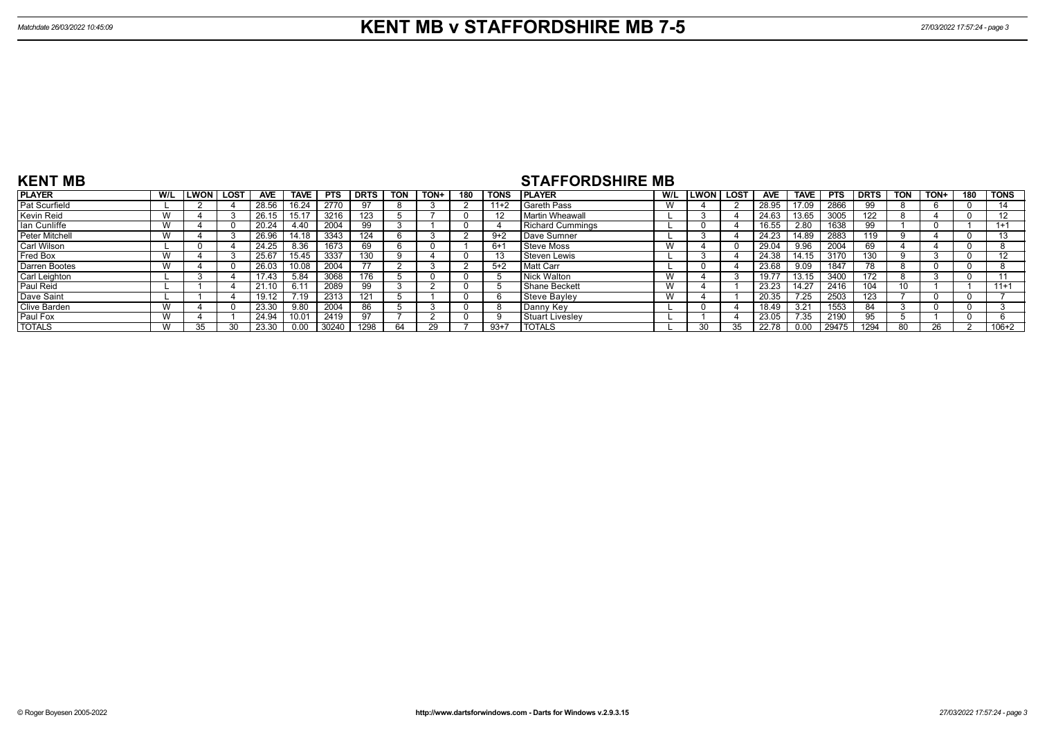# KENT MB v STAFFORDSHIRE MB 7-5

Matchdate 26/03/2022 10:45:09

## KENT MB

| PLAYER | W/L | LWON | LOST | AVE | TAVE | PTS | DRTS | TON | TON+ | 180 | TONS |
|---|---|---|---|---|---|---|---|---|---|---|---|
| Pat Scurfield | L | 2 | 4 | 28.56 | 16.24 | 2770 | 97 | 8 | 3 | 2 | 11+2 |
| Kevin Reid | W | 4 | 3 | 26.15 | 15.17 | 3216 | 123 | 5 | 7 | 0 | 12 |
| Ian Cunliffe | W | 4 | 0 | 20.24 | 4.40 | 2004 | 99 | 3 | 1 | 0 | 4 |
| Peter Mitchell | W | 4 | 3 | 26.96 | 14.18 | 3343 | 124 | 6 | 3 | 2 | 9+2 |
| Carl Wilson | L | 0 | 4 | 24.25 | 8.36 | 1673 | 69 | 6 | 0 | 1 | 6+1 |
| Fred Box | W | 4 | 3 | 25.67 | 15.45 | 3337 | 130 | 9 | 4 | 0 | 13 |
| Darren Bootes | W | 4 | 0 | 26.03 | 10.08 | 2004 | 77 | 2 | 3 | 2 | 5+2 |
| Carl Leighton | L | 3 | 4 | 17.43 | 5.84 | 3068 | 176 | 5 | 0 | 0 | 5 |
| Paul Reid | L | 1 | 4 | 21.10 | 6.11 | 2089 | 99 | 3 | 2 | 0 | 5 |
| Dave Saint | L | 1 | 4 | 19.12 | 7.19 | 2313 | 121 | 5 | 1 | 0 | 6 |
| Clive Barden | W | 4 | 0 | 23.30 | 9.80 | 2004 | 86 | 5 | 3 | 0 | 8 |
| Paul Fox | W | 4 | 1 | 24.94 | 10.01 | 2419 | 97 | 7 | 2 | 0 | 9 |
| TOTALS | W | 35 | 30 | 23.30 | 0.00 | 30240 | 1298 | 64 | 29 | 7 | 93+7 |

## STAFFORDSHIRE MB

| PLAYER | W/L | LWON | LOST | AVE | TAVE | PTS | DRTS | TON | TON+ | 180 | TONS |
|---|---|---|---|---|---|---|---|---|---|---|---|
| Gareth Pass | W | 4 | 2 | 28.95 | 17.09 | 2866 | 99 | 8 | 6 | 0 | 14 |
| Martin Wheawall | L | 3 | 4 | 24.63 | 13.65 | 3005 | 122 | 8 | 4 | 0 | 12 |
| Richard Cummings | L | 0 | 4 | 16.55 | 2.80 | 1638 | 99 | 1 | 0 | 1 | 1+1 |
| Dave Sumner | L | 3 | 4 | 24.23 | 14.89 | 2883 | 119 | 9 | 4 | 0 | 13 |
| Steve Moss | W | 4 | 0 | 29.04 | 9.96 | 2004 | 69 | 4 | 4 | 0 | 8 |
| Steven Lewis | L | 3 | 4 | 24.38 | 14.15 | 3170 | 130 | 9 | 3 | 0 | 12 |
| Matt Carr | L | 0 | 4 | 23.68 | 9.09 | 1847 | 78 | 8 | 0 | 0 | 8 |
| Nick Walton | W | 4 | 3 | 19.77 | 13.15 | 3400 | 172 | 8 | 3 | 0 | 11 |
| Shane Beckett | W | 4 | 1 | 23.23 | 14.27 | 2416 | 104 | 10 | 1 | 1 | 11+1 |
| Steve Bayley | W | 4 | 1 | 20.35 | 7.25 | 2503 | 123 | 7 | 0 | 0 | 7 |
| Danny Key | L | 0 | 4 | 18.49 | 3.21 | 1553 | 84 | 3 | 0 | 0 | 3 |
| Stuart Livesley | L | 1 | 4 | 23.05 | 7.35 | 2190 | 95 | 5 | 1 | 0 | 6 |
| TOTALS | L | 30 | 35 | 22.78 | 0.00 | 29475 | 1294 | 80 | 26 | 2 | 106+2 |